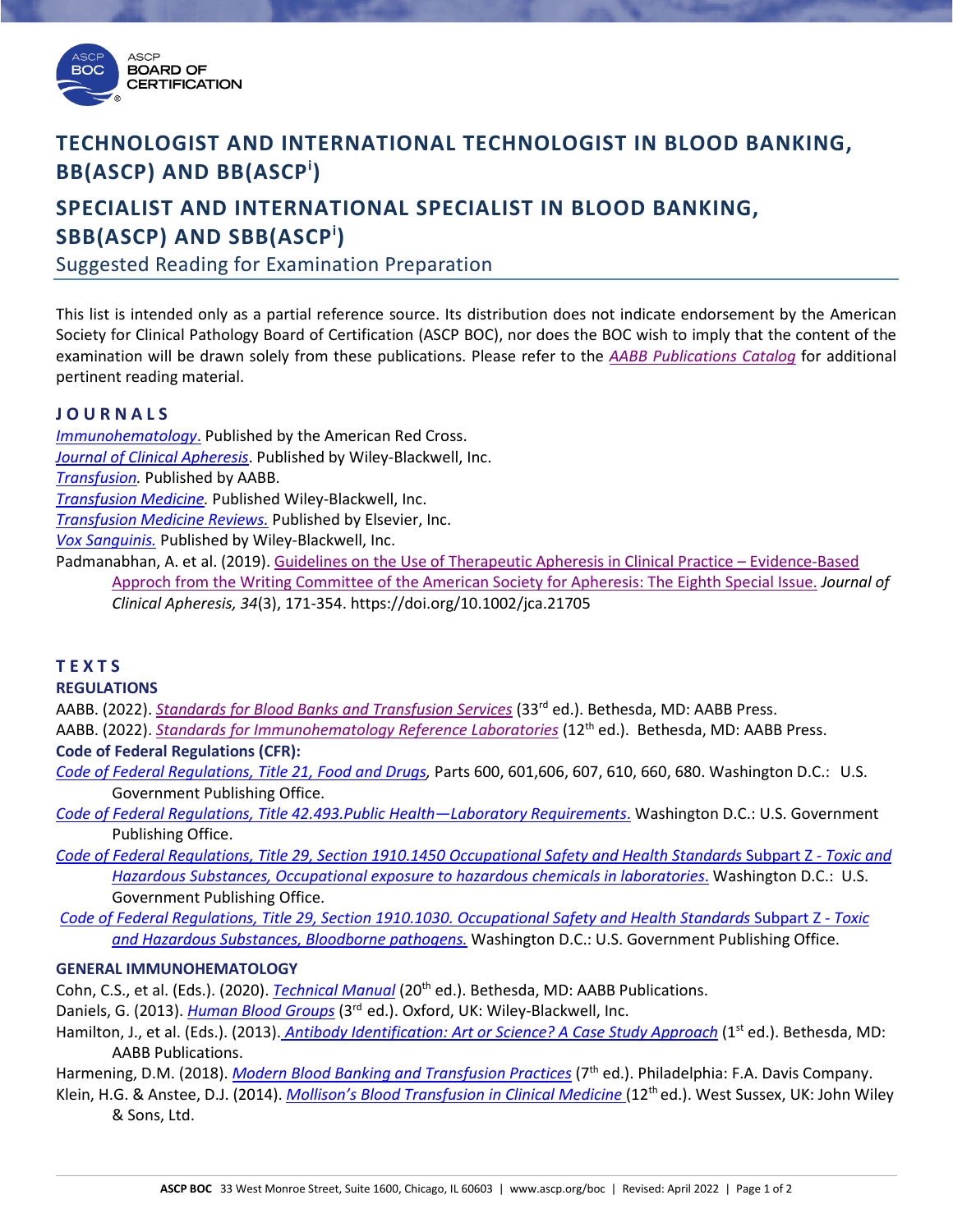# TECHNOLOGIST AND INTERNATIONAL TECHNOLOGIST IN BLOOD BANKING, BB(ASCP) AND BB(ASCP$^i$)

# SPECIALIST AND INTERNATIONAL SPECIALIST IN BLOOD BANKING, SBB(ASCP) AND SBB(ASCP$^i$)

## Suggested Reading for Examination Preparation

This list is intended only as a partial reference source. Its distribution does not indicate endorsement by the American Society for Clinical Pathology Board of Certification (ASCP BOC), nor does the BOC wish to imply that the content of the examination will be drawn solely from these publications. Please refer to the *AABB Publications Catalog* for additional pertinent reading material.

### JOURNALS

*Immunohematology*. Published by the American Red Cross.
*Journal of Clinical Apheresis*. Published by Wiley-Blackwell, Inc.
*Transfusion.* Published by AABB.
*Transfusion Medicine.* Published Wiley-Blackwell, Inc.
*Transfusion Medicine Reviews.* Published by Elsevier, Inc.
*Vox Sanguinis.* Published by Wiley-Blackwell, Inc.
Padmanabhan, A. et al. (2019). Guidelines on the Use of Therapeutic Apheresis in Clinical Practice – Evidence-Based Approch from the Writing Committee of the American Society for Apheresis: The Eighth Special Issue. *Journal of Clinical Apheresis, 34*(3), 171-354. https://doi.org/10.1002/jca.21705

### TEXTS

**REGULATIONS**

AABB. (2022). *Standards for Blood Banks and Transfusion Services* (33rd ed.). Bethesda, MD: AABB Press.
AABB. (2022). *Standards for Immunohematology Reference Laboratories* (12th ed.). Bethesda, MD: AABB Press.

**Code of Federal Regulations (CFR):**

*Code of Federal Regulations, Title 21, Food and Drugs,* Parts 600, 601,606, 607, 610, 660, 680. Washington D.C.: U.S. Government Publishing Office.
*Code of Federal Regulations, Title 42.493.Public Health—Laboratory Requirements*. Washington D.C.: U.S. Government Publishing Office.
*Code of Federal Regulations, Title 29, Section 1910.1450 Occupational Safety and Health Standards* Subpart Z - *Toxic and Hazardous Substances, Occupational exposure to hazardous chemicals in laboratories*. Washington D.C.: U.S. Government Publishing Office.
*Code of Federal Regulations, Title 29, Section 1910.1030. Occupational Safety and Health Standards* Subpart Z - *Toxic and Hazardous Substances, Bloodborne pathogens.* Washington D.C.: U.S. Government Publishing Office.

**GENERAL IMMUNOHEMATOLOGY**

Cohn, C.S., et al. (Eds.). (2020). *Technical Manual* (20th ed.). Bethesda, MD: AABB Publications.
Daniels, G. (2013). *Human Blood Groups* (3rd ed.). Oxford, UK: Wiley-Blackwell, Inc.
Hamilton, J., et al. (Eds.). (2013). *Antibody Identification: Art or Science? A Case Study Approach* (1st ed.). Bethesda, MD: AABB Publications.
Harmening, D.M. (2018). *Modern Blood Banking and Transfusion Practices* (7th ed.). Philadelphia: F.A. Davis Company.
Klein, H.G. & Anstee, D.J. (2014). *Mollison's Blood Transfusion in Clinical Medicine* (12th ed.). West Sussex, UK: John Wiley & Sons, Ltd.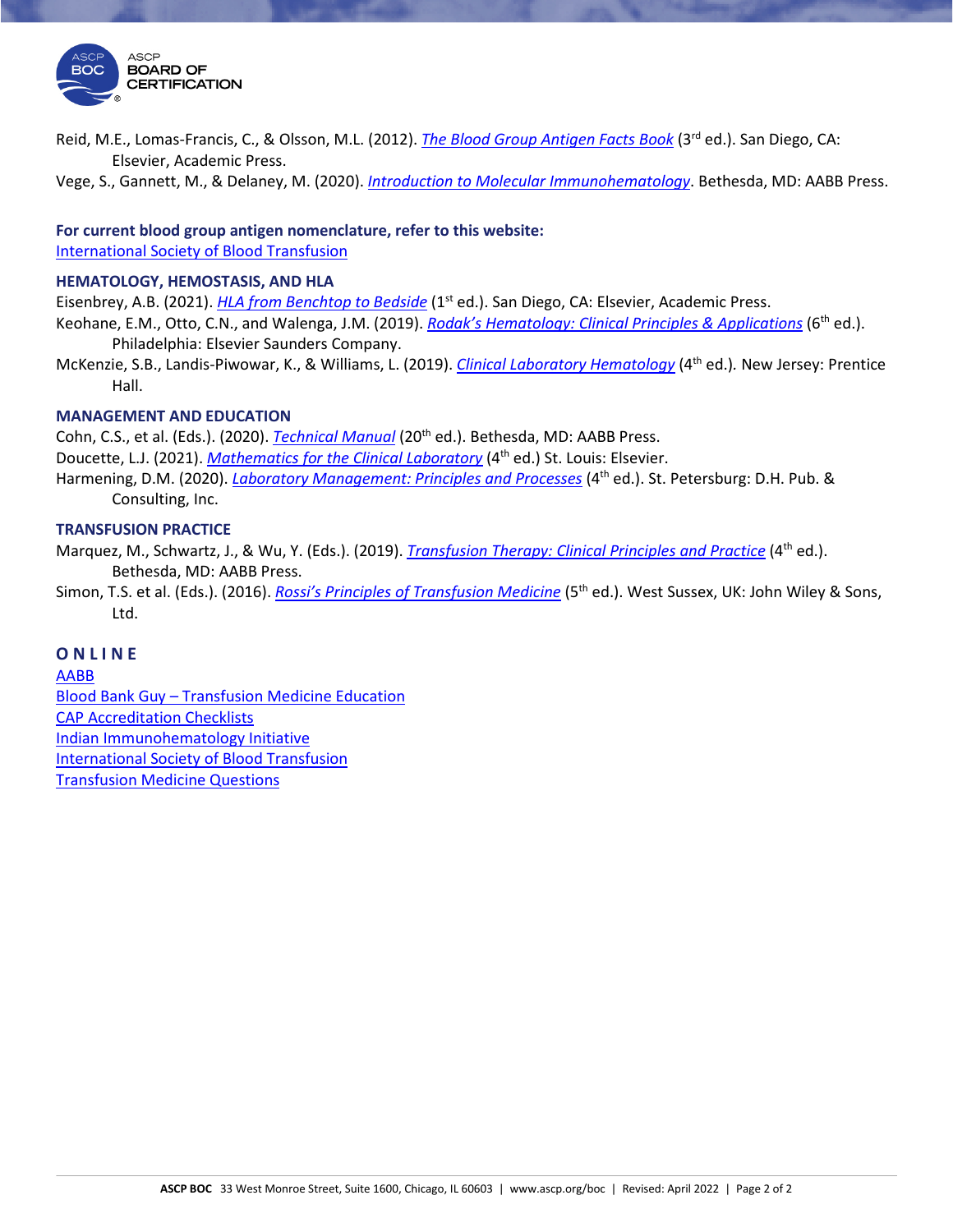Reid, M.E., Lomas-Francis, C., & Olsson, M.L. (2012). *The Blood Group Antigen Facts Book* (3rd ed.). San Diego, CA: Elsevier, Academic Press.

Vege, S., Gannett, M., & Delaney, M. (2020). *Introduction to Molecular Immunohematology*. Bethesda, MD: AABB Press.

**For current blood group antigen nomenclature, refer to this website:**
International Society of Blood Transfusion

## HEMATOLOGY, HEMOSTASIS, AND HLA

Eisenbrey, A.B. (2021). *HLA from Benchtop to Bedside* (1st ed.). San Diego, CA: Elsevier, Academic Press.

Keohane, E.M., Otto, C.N., and Walenga, J.M. (2019). *Rodak's Hematology: Clinical Principles & Applications* (6th ed.). Philadelphia: Elsevier Saunders Company.

McKenzie, S.B., Landis-Piwowar, K., & Williams, L. (2019). *Clinical Laboratory Hematology* (4th ed.). New Jersey: Prentice Hall.

## MANAGEMENT AND EDUCATION

Cohn, C.S., et al. (Eds.). (2020). *Technical Manual* (20th ed.). Bethesda, MD: AABB Press.

Doucette, L.J. (2021). *Mathematics for the Clinical Laboratory* (4th ed.) St. Louis: Elsevier.

Harmening, D.M. (2020). *Laboratory Management: Principles and Processes* (4th ed.). St. Petersburg: D.H. Pub. & Consulting, Inc.

## TRANSFUSION PRACTICE

Marquez, M., Schwartz, J., & Wu, Y. (Eds.). (2019). *Transfusion Therapy: Clinical Principles and Practice* (4th ed.). Bethesda, MD: AABB Press.

Simon, T.S. et al. (Eds.). (2016). *Rossi's Principles of Transfusion Medicine* (5th ed.). West Sussex, UK: John Wiley & Sons, Ltd.

## ONLINE

AABB
Blood Bank Guy – Transfusion Medicine Education
CAP Accreditation Checklists
Indian Immunohematology Initiative
International Society of Blood Transfusion
Transfusion Medicine Questions